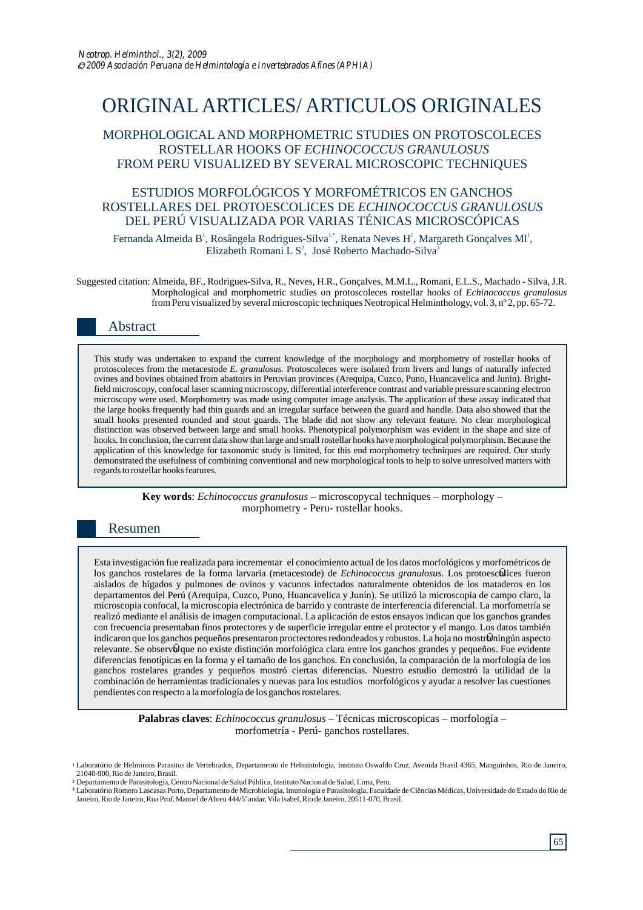# ORIGINAL ARTICLES/ ARTICULOS ORIGINALES

## MORPHOLOGICAL AND MORPHOMETRIC STUDIES ON PROTOSCOLECES ROSTELLAR HOOKS OF *ECHINOCOCCUS GRANULOSUS* FROM PERU VISUALIZED BY SEVERAL MICROSCOPIC TECHNIQUES

## ESTUDIOS MORFOLÓGICOS Y MORFOMÉTRICOS EN GANCHOS ROSTELLARES DEL PROTOESCOLICES DE *ECHINOCOCCUS GRANULOSUS* DEL PERÚ VISUALIZADA POR VARIAS TÉNICAS MICROSCÓPICAS

Fernanda Almeida B[1], Rosângela Rodrigues-Silva[1,*], Renata Neves H[1], Margareth Gonçalves Ml[1], Elizabeth Romani L S[2], José Roberto Machado-Silva[3]

Suggested citation: Almeida, BF., Rodrigues-Silva, R., Neves, H.R., Gonçalves, M.M.L., Romani, E.L.S., Machado - Silva, J.R. Morphological and morphometric studies on protoscoleces rostellar hooks of *Echinococcus granulosus* from Peru visualized by several microscopic techniques Neotropical Helminthology, vol. 3, nº 2, pp. 65-72.

## Abstract

This study was undertaken to expand the current knowledge of the morphology and morphometry of rostellar hooks of protoscoleces from the metacestode *E. granulosus.* Protoscoleces were isolated from livers and lungs of naturally infected ovines and bovines obtained from abattoirs in Peruvian provinces (Arequipa, Cuzco, Puno, Huancavelica and Junin). Bright-field microscopy, confocal laser scanning microscopy, differential interference contrast and variable pressure scanning electron microscopy were used. Morphometry was made using computer image analysis. The application of these assay indicated that the large hooks frequently had thin guards and an irregular surface between the guard and handle. Data also showed that the small hooks presented rounded and stout guards. The blade did not show any relevant feature. No clear morphological distinction was observed between large and small hooks. Phenotypical polymorphism was evident in the shape and size of hooks. In conclusion, the current data show that large and small rostellar hooks have morphological polymorphism. Because the application of this knowledge for taxonomic study is limited, for this end morphometry techniques are required. Our study demonstrated the usefulness of combining conventional and new morphological tools to help to solve unresolved matters with regards to rostellar hooks features.

**Key words**: *Echinococcus granulosus* – microscopycal techniques – morphology – morphometry - Peru- rostellar hooks.

## Resumen

Esta investigación fue realizada para incrementar el conocimiento actual de los datos morfológicos y morfométricos de los ganchos rostelares de la forma larvaria (metacestode) de *Echinococcus granulosus*. Los protoescólices fueron aislados de hígados y pulmones de ovinos y vacunos infectados naturalmente obtenidos de los mataderos en los departamentos del Perú (Arequipa, Cuzco, Puno, Huancavelica y Junín). Se utilizó la microscopia de campo claro, la microscopia confocal, la microscopia electrónica de barrido y contraste de interferencia diferencial. La morfometría se realizó mediante el análisis de imagen computacional. La aplicación de estos ensayos indican que los ganchos grandes con frecuencia presentaban finos protectores y de superficie irregular entre el protector y el mango. Los datos también indicaron que los ganchos pequeños presentaron proctectores redondeados y robustos. La hoja no mostró ningún aspecto relevante. Se observó que no existe distinción morfológica clara entre los ganchos grandes y pequeños. Fue evidente diferencias fenotípicas en la forma y el tamaño de los ganchos. En conclusión, la comparación de la morfología de los ganchos rostelares grandes y pequeños mostró ciertas diferencias. Nuestro estudio demostró la utilidad de la combinación de herramientas tradicionales y nuevas para los estudios morfológicos y ayudar a resolver las cuestiones pendientes con respecto a la morfología de los ganchos rostelares.

**Palabras claves**: *Echinococcus granulosus* – Técnicas microscopicas – morfología – morfometría - Perú- ganchos rostellares.

[1] Laboratório de Helmintos Parasitos de Vertebrados, Departamento de Helmintologia, Instituto Oswaldo Cruz, Avenida Brasil 4365, Manguinhos, Rio de Janeiro, 21040-900, Rio de Janeiro, Brasil.

[2] Departamento de Parasitologia, Centro Nacional de Salud Pública, Instituto Nacional de Salud, Lima, Peru.

[3] Laboratório Romero Lascasas Porto, Departamento de Microbiologia, Imunologia e Parasitologia, Faculdade de Ciências Médicas, Universidade do Estado do Rio de Janeiro, Rio de Janeiro, Rua Prof. Manoel de Abreu 444/5° andar, Vila Isabel, Rio de Janeiro, 20511-070, Brasil.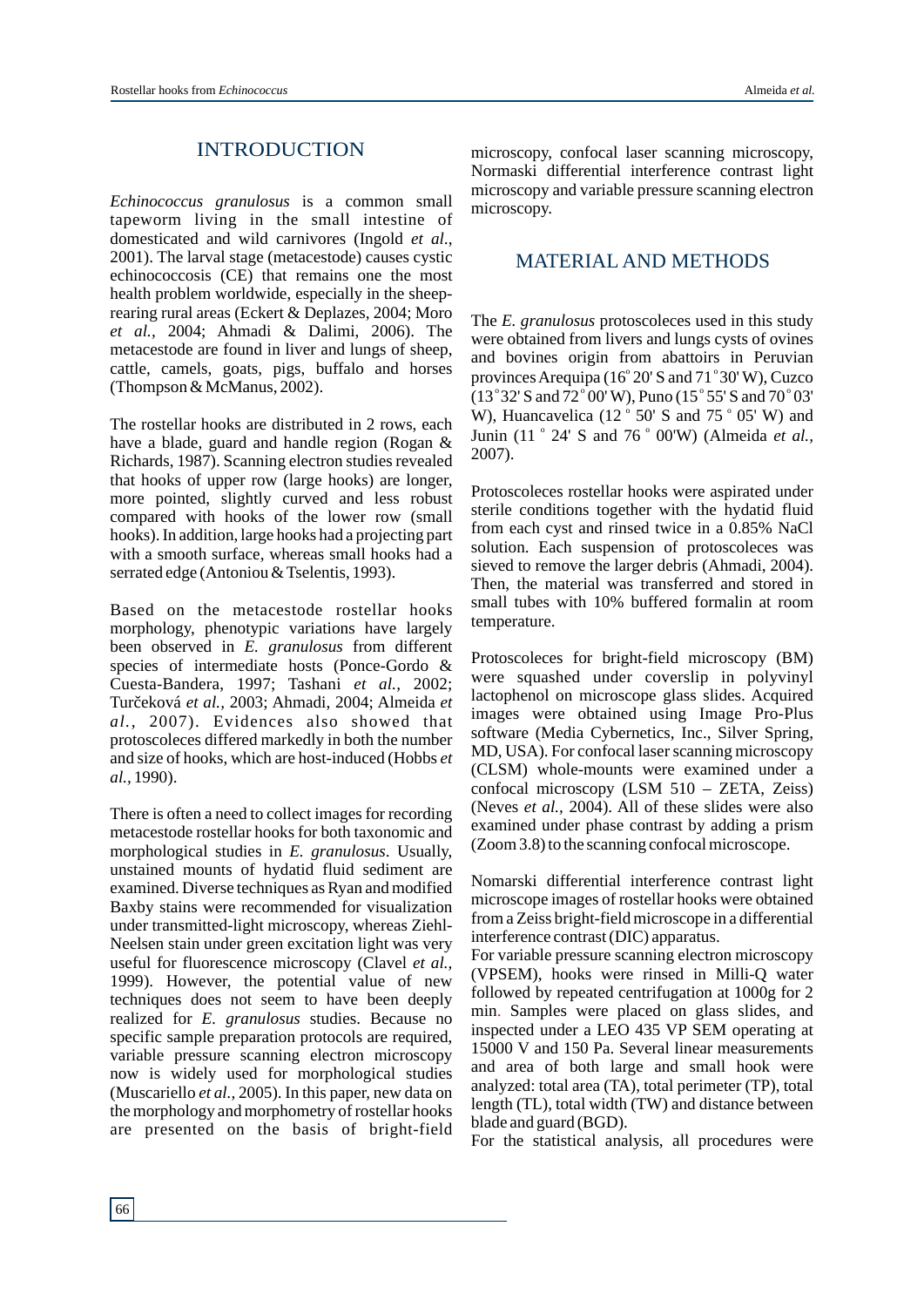## INTRODUCTION

*Echinococcus granulosus* is a common small tapeworm living in the small intestine of domesticated and wild carnivores (Ingold *et al.*, 2001). The larval stage (metacestode) causes cystic echinococcosis (CE) that remains one the most health problem worldwide, especially in the sheep-rearing rural areas (Eckert & Deplazes, 2004; Moro *et al.,* 2004; Ahmadi & Dalimi, 2006). The metacestode are found in liver and lungs of sheep, cattle, camels, goats, pigs, buffalo and horses (Thompson & McManus, 2002).

The rostellar hooks are distributed in 2 rows, each have a blade, guard and handle region (Rogan & Richards, 1987). Scanning electron studies revealed that hooks of upper row (large hooks) are longer, more pointed, slightly curved and less robust compared with hooks of the lower row (small hooks). In addition, large hooks had a projecting part with a smooth surface, whereas small hooks had a serrated edge (Antoniou & Tselentis, 1993).

Based on the metacestode rostellar hooks morphology, phenotypic variations have largely been observed in *E. granulosus* from different species of intermediate hosts (Ponce-Gordo & Cuesta-Bandera, 1997; Tashani *et al.,* 2002; Turčeková *et al.,* 2003; Ahmadi, 2004; Almeida *et al.,* 2007). Evidences also showed that protoscoleces differed markedly in both the number and size of hooks, which are host-induced (Hobbs *et al.,* 1990).

There is often a need to collect images for recording metacestode rostellar hooks for both taxonomic and morphological studies in *E. granulosus*. Usually, unstained mounts of hydatid fluid sediment are examined. Diverse techniques as Ryan and modified Baxby stains were recommended for visualization under transmitted-light microscopy, whereas Ziehl-Neelsen stain under green excitation light was very useful for fluorescence microscopy (Clavel *et al.,* 1999). However, the potential value of new techniques does not seem to have been deeply realized for *E. granulosus* studies. Because no specific sample preparation protocols are required, variable pressure scanning electron microscopy now is widely used for morphological studies (Muscariello *et al.,* 2005). In this paper, new data on the morphology and morphometry of rostellar hooks are presented on the basis of bright-field microscopy, confocal laser scanning microscopy, Normaski differential interference contrast light microscopy and variable pressure scanning electron microscopy.

## MATERIAL AND METHODS

The *E. granulosus* protoscoleces used in this study were obtained from livers and lungs cysts of ovines and bovines origin from abattoirs in Peruvian provinces Arequipa (16° 20' S and 71° 30' W), Cuzco (13° 32' S and 72° 00' W), Puno (15° 55' S and 70° 03' W), Huancavelica (12° 50' S and 75° 05' W) and Junin (11° 24' S and 76° 00'W) (Almeida *et al.,* 2007).

Protoscoleces rostellar hooks were aspirated under sterile conditions together with the hydatid fluid from each cyst and rinsed twice in a 0.85% NaCl solution. Each suspension of protoscoleces was sieved to remove the larger debris (Ahmadi, 2004). Then, the material was transferred and stored in small tubes with 10% buffered formalin at room temperature.

Protoscoleces for bright-field microscopy (BM) were squashed under coverslip in polyvinyl lactophenol on microscope glass slides. Acquired images were obtained using Image Pro-Plus software (Media Cybernetics, Inc., Silver Spring, MD, USA). For confocal laser scanning microscopy (CLSM) whole-mounts were examined under a confocal microscopy (LSM 510 – ZETA, Zeiss) (Neves *et al.,* 2004). All of these slides were also examined under phase contrast by adding a prism (Zoom 3.8) to the scanning confocal microscope.

Nomarski differential interference contrast light microscope images of rostellar hooks were obtained from a Zeiss bright-field microscope in a differential interference contrast (DIC) apparatus.

For variable pressure scanning electron microscopy (VPSEM), hooks were rinsed in Milli-Q water followed by repeated centrifugation at 1000g for 2 min. Samples were placed on glass slides, and inspected under a LEO 435 VP SEM operating at 15000 V and 150 Pa. Several linear measurements and area of both large and small hook were analyzed: total area (TA), total perimeter (TP), total length (TL), total width (TW) and distance between blade and guard (BGD).

For the statistical analysis, all procedures were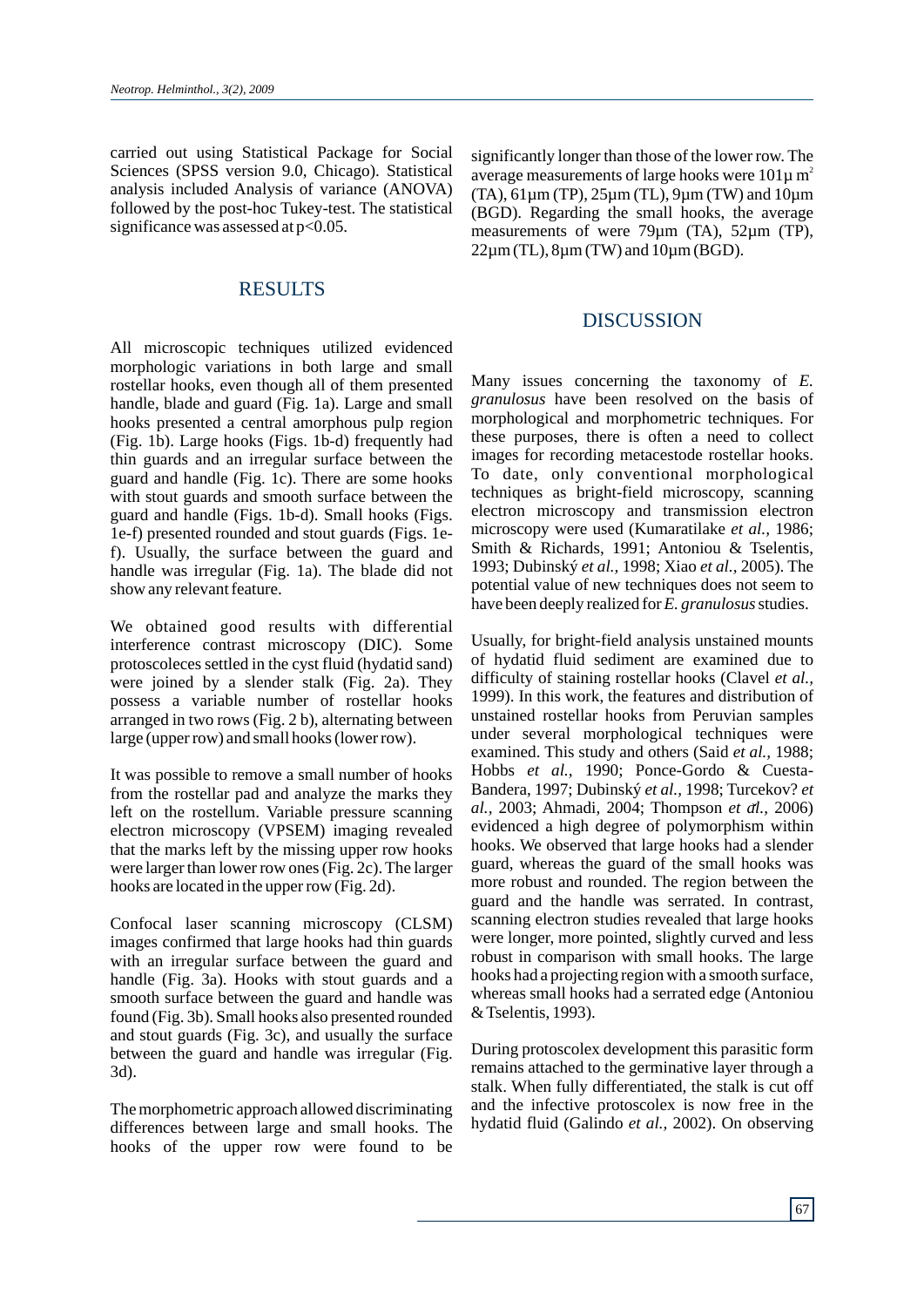carried out using Statistical Package for Social Sciences (SPSS version 9.0, Chicago). Statistical analysis included Analysis of variance (ANOVA) followed by the post-hoc Tukey-test. The statistical significance was assessed at $p<0.05$.

## RESULTS

All microscopic techniques utilized evidenced morphologic variations in both large and small rostellar hooks, even though all of them presented handle, blade and guard (Fig. 1a). Large and small hooks presented a central amorphous pulp region (Fig. 1b). Large hooks (Figs. 1b-d) frequently had thin guards and an irregular surface between the guard and handle (Fig. 1c). There are some hooks with stout guards and smooth surface between the guard and handle (Figs. 1b-d). Small hooks (Figs. 1e-f) presented rounded and stout guards (Figs. 1e-f). Usually, the surface between the guard and handle was irregular (Fig. 1a). The blade did not show any relevant feature.

We obtained good results with differential interference contrast microscopy (DIC). Some protoscoleces settled in the cyst fluid (hydatid sand) were joined by a slender stalk (Fig. 2a). They possess a variable number of rostellar hooks arranged in two rows (Fig. 2 b), alternating between large (upper row) and small hooks (lower row).

It was possible to remove a small number of hooks from the rostellar pad and analyze the marks they left on the rostellum. Variable pressure scanning electron microscopy (VPSEM) imaging revealed that the marks left by the missing upper row hooks were larger than lower row ones (Fig. 2c). The larger hooks are located in the upper row (Fig. 2d).

Confocal laser scanning microscopy (CLSM) images confirmed that large hooks had thin guards with an irregular surface between the guard and handle (Fig. 3a). Hooks with stout guards and a smooth surface between the guard and handle was found (Fig. 3b). Small hooks also presented rounded and stout guards (Fig. 3c), and usually the surface between the guard and handle was irregular (Fig. 3d).

The morphometric approach allowed discriminating differences between large and small hooks. The hooks of the upper row were found to be significantly longer than those of the lower row. The average measurements of large hooks were 101µ m$^2$ (TA), 61µm (TP), 25µm (TL), 9µm (TW) and 10µm (BGD). Regarding the small hooks, the average measurements of were 79µm (TA), 52µm (TP), 22µm (TL), 8µm (TW) and 10µm (BGD).

## DISCUSSION

Many issues concerning the taxonomy of *E. granulosus* have been resolved on the basis of morphological and morphometric techniques. For these purposes, there is often a need to collect images for recording metacestode rostellar hooks. To date, only conventional morphological techniques as bright-field microscopy, scanning electron microscopy and transmission electron microscopy were used (Kumaratilake *et al.,* 1986; Smith & Richards, 1991; Antoniou & Tselentis, 1993; Dubinský *et al.,* 1998; Xiao *et al.,* 2005). The potential value of new techniques does not seem to have been deeply realized for *E. granulosus* studies.

Usually, for bright-field analysis unstained mounts of hydatid fluid sediment are examined due to difficulty of staining rostellar hooks (Clavel *et al.,* 1999). In this work, the features and distribution of unstained rostellar hooks from Peruvian samples under several morphological techniques were examined. This study and others (Said *et al.,* 1988; Hobbs *et al.,* 1990; Ponce-Gordo & Cuesta-Bandera, 1997; Dubinský *et al.,* 1998; Turcekov? *et al.,* 2003; Ahmadi, 2004; Thompson *et al.,* 2006) evidenced a high degree of polymorphism within hooks. We observed that large hooks had a slender guard, whereas the guard of the small hooks was more robust and rounded. The region between the guard and the handle was serrated. In contrast, scanning electron studies revealed that large hooks were longer, more pointed, slightly curved and less robust in comparison with small hooks. The large hooks had a projecting region with a smooth surface, whereas small hooks had a serrated edge (Antoniou & Tselentis, 1993).

During protoscolex development this parasitic form remains attached to the germinative layer through a stalk. When fully differentiated, the stalk is cut off and the infective protoscolex is now free in the hydatid fluid (Galindo *et al.,* 2002). On observing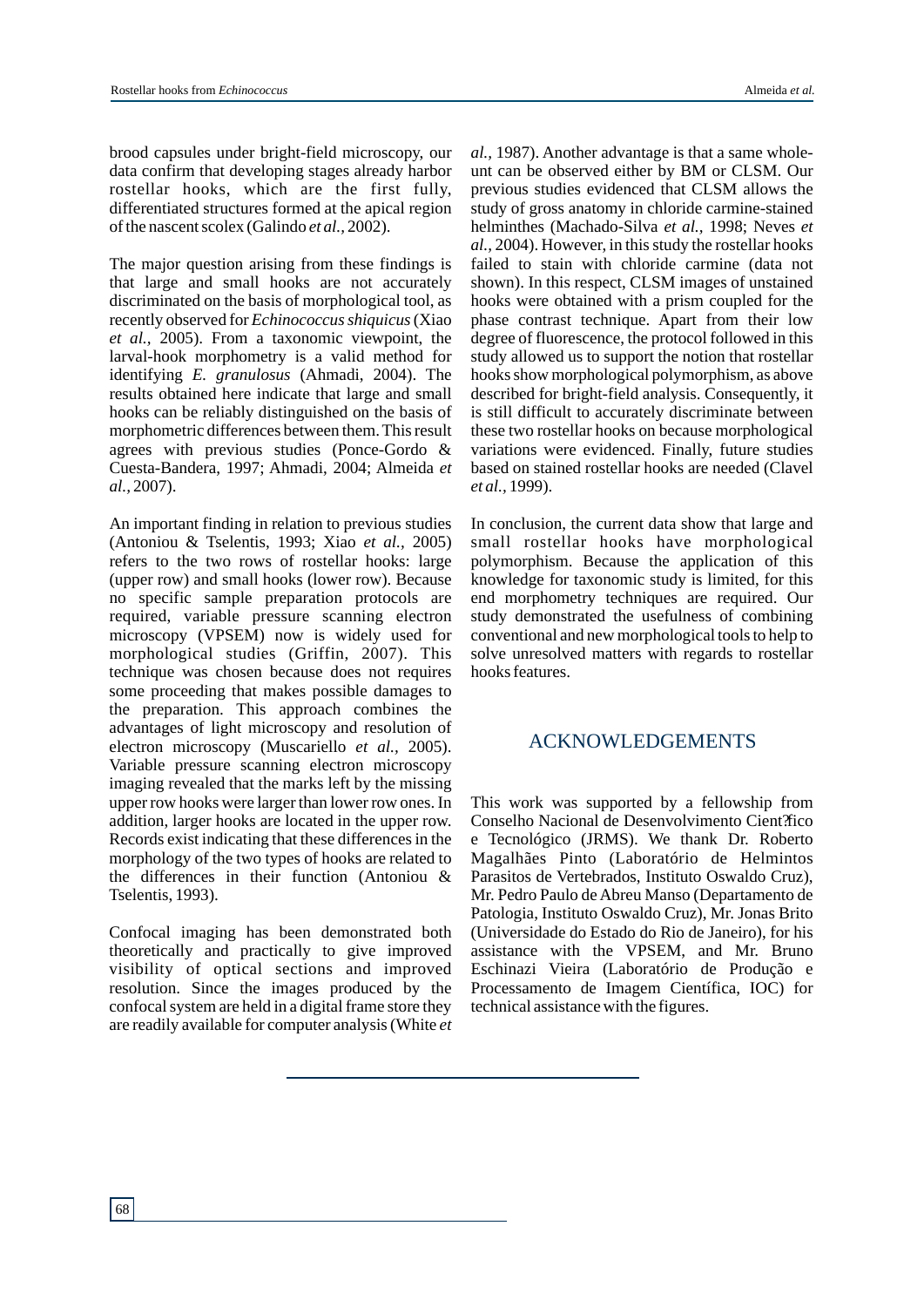brood capsules under bright-field microscopy, our data confirm that developing stages already harbor rostellar hooks, which are the first fully, differentiated structures formed at the apical region of the nascent scolex (Galindo *et al.,* 2002).

The major question arising from these findings is that large and small hooks are not accurately discriminated on the basis of morphological tool, as recently observed for *Echinococcus shiquicus* (Xiao *et al.*, 2005). From a taxonomic viewpoint, the larval-hook morphometry is a valid method for identifying *E. granulosus* (Ahmadi, 2004). The results obtained here indicate that large and small hooks can be reliably distinguished on the basis of morphometric differences between them. This result agrees with previous studies (Ponce-Gordo & Cuesta-Bandera, 1997; Ahmadi, 2004; Almeida *et al.,* 2007).

An important finding in relation to previous studies (Antoniou & Tselentis, 1993; Xiao *et al.*, 2005) refers to the two rows of rostellar hooks: large (upper row) and small hooks (lower row). Because no specific sample preparation protocols are required, variable pressure scanning electron microscopy (VPSEM) now is widely used for morphological studies (Griffin, 2007). This technique was chosen because does not requires some proceeding that makes possible damages to the preparation. This approach combines the advantages of light microscopy and resolution of electron microscopy (Muscariello *et al.,* 2005). Variable pressure scanning electron microscopy imaging revealed that the marks left by the missing upper row hooks were larger than lower row ones. In addition, larger hooks are located in the upper row. Records exist indicating that these differences in the morphology of the two types of hooks are related to the differences in their function (Antoniou & Tselentis, 1993).

Confocal imaging has been demonstrated both theoretically and practically to give improved visibility of optical sections and improved resolution. Since the images produced by the confocal system are held in a digital frame store they are readily available for computer analysis (White *et al.,* 1987). Another advantage is that a same whole-unt can be observed either by BM or CLSM. Our previous studies evidenced that CLSM allows the study of gross anatomy in chloride carmine-stained helminthes (Machado-Silva *et al.*, 1998; Neves *et al.,* 2004). However, in this study the rostellar hooks failed to stain with chloride carmine (data not shown). In this respect, CLSM images of unstained hooks were obtained with a prism coupled for the phase contrast technique. Apart from their low degree of fluorescence, the protocol followed in this study allowed us to support the notion that rostellar hooks show morphological polymorphism, as above described for bright-field analysis. Consequently, it is still difficult to accurately discriminate between these two rostellar hooks on because morphological variations were evidenced. Finally, future studies based on stained rostellar hooks are needed (Clavel *et al.,* 1999).

In conclusion, the current data show that large and small rostellar hooks have morphological polymorphism. Because the application of this knowledge for taxonomic study is limited, for this end morphometry techniques are required. Our study demonstrated the usefulness of combining conventional and new morphological tools to help to solve unresolved matters with regards to rostellar hooks features.

## ACKNOWLEDGEMENTS

This work was supported by a fellowship from Conselho Nacional de Desenvolvimento Cient?fico e Tecnológico (JRMS). We thank Dr. Roberto Magalhães Pinto (Laboratório de Helmintos Parasitos de Vertebrados, Instituto Oswaldo Cruz), Mr. Pedro Paulo de Abreu Manso (Departamento de Patologia, Instituto Oswaldo Cruz), Mr. Jonas Brito (Universidade do Estado do Rio de Janeiro), for his assistance with the VPSEM, and Mr. Bruno Eschinazi Vieira (Laboratório de Produção e Processamento de Imagem Científica, IOC) for technical assistance with the figures.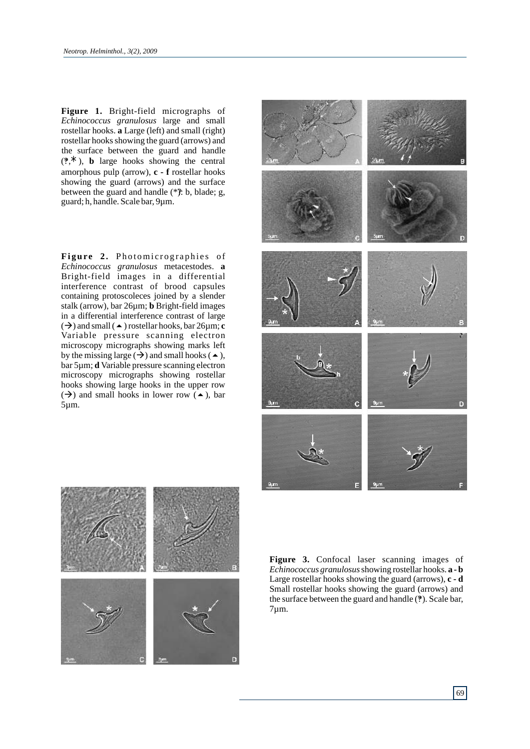**Figure 1.** Bright-field micrographs of *Echinococcus granulosus* large and small rostellar hooks. **a** Large (left) and small (right) rostellar hooks showing the guard (arrows) and the surface between the guard and handle (*,*), **b** large hooks showing the central amorphous pulp (arrow), **c - f** rostellar hooks showing the guard (arrows) and the surface between the guard and handle (*): b, blade; g, guard; h, handle. Scale bar, 9µm.

**Figure 2.** Photomicrographies of *Echinococcus granulosus* metacestodes. **a** Bright-field images in a differential interference contrast of brood capsules containing protoscoleces joined by a slender stalk (arrow), bar 26µm; **b** Bright-field images in a differential interference contrast of large (→) and small (▲) rostellar hooks, bar 26µm; **c** Variable pressure scanning electron microscopy micrographs showing marks left by the missing large (→) and small hooks (▲), bar 5µm; **d** Variable pressure scanning electron microscopy micrographs showing rostellar hooks showing large hooks in the upper row (→) and small hooks in lower row (▲), bar 5µm.

**Figure 3.** Confocal laser scanning images of *Echinococcus granulosus* showing rostellar hooks. **a - b** Large rostellar hooks showing the guard (arrows), **c - d** Small rostellar hooks showing the guard (arrows) and the surface between the guard and handle (*). Scale bar, 7µm.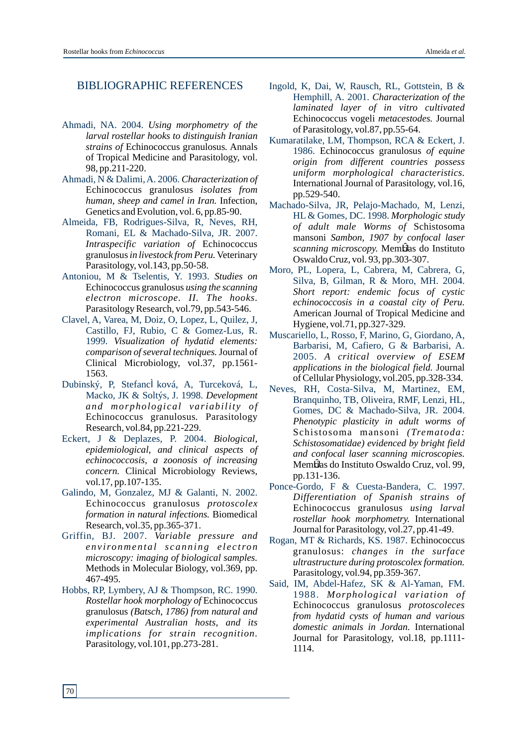## BIBLIOGRAPHIC REFERENCES

Ahmadi, NA. 2004. *Using morphometry of the larval rostellar hooks to distinguish Iranian strains of* Echinococcus granulosus*.* Annals of Tropical Medicine and Parasitology, vol. 98, pp.211-220.

Ahmadi, N & Dalimi, A. 2006. *Characterization of* Echinococcus granulosus *isolates from human, sheep and camel in Iran.* Infection, Genetics and Evolution, vol. 6, pp.85-90.

Almeida, FB, Rodrigues-Silva, R, Neves, RH, Romani, EL & Machado-Silva, JR. 2007. *Intraspecific variation of* Echinococcus granulosus *in livestock from Peru.* Veterinary Parasitology, vol.143, pp.50-58.

Antoniou, M & Tselentis, Y. 1993. *Studies on* Echinococcus granulosus *using the scanning electron microscope. II. The hooks.* Parasitology Research, vol.79, pp.543-546.

Clavel, A, Varea, M, Doiz, O, Lopez, L, Quilez, J, Castillo, FJ, Rubio, C & Gomez-Lus, R. 1999. *Visualization of hydatid elements: comparison of several techniques.* Journal of Clinical Microbiology, vol.37, pp.1561-1563.

Dubinský, P, Stefancì ková, A, Turceková, L, Macko, JK & Soltýs, J. 1998. *Development and morphological variability of* Echinococcus granulosus. Parasitology Research, vol.84, pp.221-229.

Eckert, J & Deplazes, P. 2004. *Biological, epidemiological, and clinical aspects of echinococcosis, a zoonosis of increasing concern.* Clinical Microbiology Reviews, vol.17, pp.107-135.

Galindo, M, Gonzalez, MJ & Galanti, N. 2002. Echinococcus granulosus *protoscolex formation in natural infections.* Biomedical Research, vol.35, pp.365-371.

Griffin, BJ. 2007. *Variable pressure and environmental scanning electron microscopy: imaging of biological samples.* Methods in Molecular Biology, vol.369, pp. 467-495.

Hobbs, RP, Lymbery, AJ & Thompson, RC. 1990. *Rostellar hook morphology of* Echinococcus granulosus *(Batsch, 1786) from natural and experimental Australian hosts, and its implications for strain recognition.* Parasitology, vol.101, pp.273-281.

Ingold, K, Dai, W, Rausch, RL, Gottstein, B & Hemphill, A. 2001. *Characterization of the laminated layer of in vitro cultivated* Echinococcus vogeli *metacestodes.* Journal of Parasitology, vol.87, pp.55-64.

Kumaratilake, LM, Thompson, RCA & Eckert, J. 1986. Echinococcus granulosus *of equine origin from different countries possess uniform morphological characteristics.* International Journal of Parasitology, vol.16, pp.529-540.

Machado-Silva, JR, Pelajo-Machado, M, Lenzi, HL & Gomes, DC. 1998. *Morphologic study of adult male Worms of* Schistosoma mansoni *Sambon, 1907 by confocal laser scanning microscopy.* Memûias do Instituto Oswaldo Cruz, vol. 93, pp.303-307.

Moro, PL, Lopera, L, Cabrera, M, Cabrera, G, Silva, B, Gilman, R & Moro, MH. 2004. *Short report: endemic focus of cystic echinococcosis in a coastal city of Peru.* American Journal of Tropical Medicine and Hygiene, vol.71, pp.327-329.

Muscariello, L, Rosso, F, Marino, G, Giordano, A, Barbarisi, M, Cafiero, G & Barbarisi, A. 2005. *A critical overview of ESEM applications in the biological field.* Journal of Cellular Physiology, vol.205, pp.328-334.

Neves, RH, Costa-Silva, M, Martinez, EM, Branquinho, TB, Oliveira, RMF, Lenzi, HL, Gomes, DC & Machado-Silva, JR. 2004. *Phenotypic plasticity in adult worms of* Schistosoma mansoni *(Trematoda: Schistosomatidae) evidenced by bright field and confocal laser scanning microscopies.* Memûias do Instituto Oswaldo Cruz, vol. 99, pp.131-136.

Ponce-Gordo, F & Cuesta-Bandera, C. 1997. *Differentiation of Spanish strains of* Echinococcus granulosus *using larval rostellar hook morphometry.* International Journal for Parasitology, vol.27, pp.41-49.

Rogan, MT & Richards, KS. 1987. Echinococcus granulosus: *changes in the surface ultrastructure during protoscolex formation.* Parasitology, vol.94, pp.359-367.

Said, IM, Abdel-Hafez, SK & Al-Yaman, FM. 1988. *Morphological variation of* Echinococcus granulosus *protoscoleces from hydatid cysts of human and various domestic animals in Jordan.* International Journal for Parasitology, vol.18, pp.1111-1114.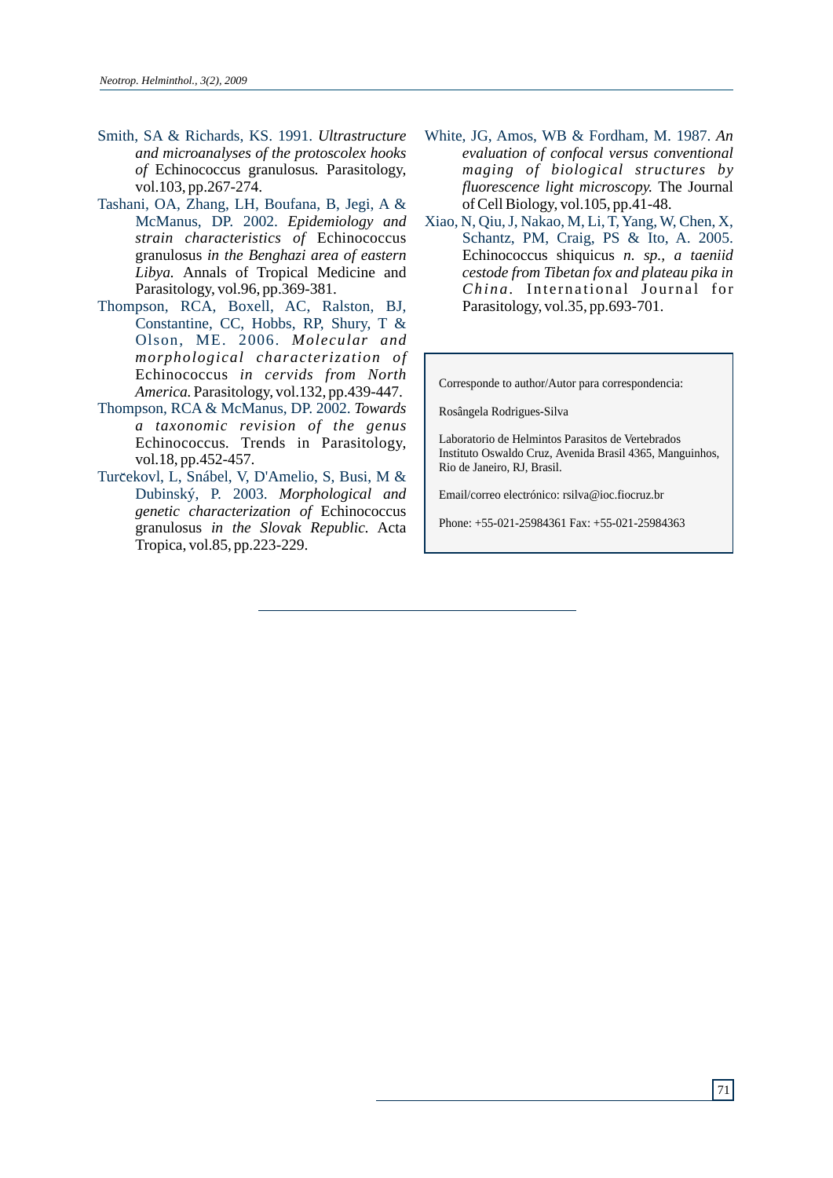Smith, SA & Richards, KS. 1991. *Ultrastructure and microanalyses of the protoscolex hooks of* Echinococcus granulosus*.* Parasitology, vol.103, pp.267-274.

Tashani, OA, Zhang, LH, Boufana, B, Jegi, A & McManus, DP. 2002. *Epidemiology and strain characteristics of* Echinococcus granulosus *in the Benghazi area of eastern Libya.* Annals of Tropical Medicine and Parasitology, vol.96, pp.369-381.

Thompson, RCA, Boxell, AC, Ralston, BJ, Constantine, CC, Hobbs, RP, Shury, T & Olson, ME. 2006. *Molecular and morphological characterization of* Echinococcus *in cervids from North America.* Parasitology, vol.132, pp.439-447.

Thompson, RCA & McManus, DP. 2002. *Towards a taxonomic revision of the genus* Echinococcus. Trends in Parasitology, vol.18, pp.452-457.

Turčekovl, L, Snábel, V, D'Amelio, S, Busi, M & Dubinský, P. 2003. *Morphological and genetic characterization of* Echinococcus granulosus *in the Slovak Republic.* Acta Tropica, vol.85, pp.223-229.

White, JG, Amos, WB & Fordham, M. 1987. *An evaluation of confocal versus conventional maging of biological structures by fluorescence light microscopy.* The Journal of Cell Biology, vol.105, pp.41-48.

Xiao, N, Qiu, J, Nakao, M, Li, T, Yang, W, Chen, X, Schantz, PM, Craig, PS & Ito, A. 2005. Echinococcus shiquicus *n. sp., a taeniid cestode from Tibetan fox and plateau pika in China*. International Journal for Parasitology, vol.35, pp.693-701.

Corresponde to author/Autor para correspondencia:

Rosângela Rodrigues-Silva

Laboratorio de Helmintos Parasitos de Vertebrados
Instituto Oswaldo Cruz, Avenida Brasil 4365, Manguinhos, Rio de Janeiro, RJ, Brasil.

Email/correo electrónico: rsilva@ioc.fiocruz.br

Phone: +55-021-25984361 Fax: +55-021-25984363